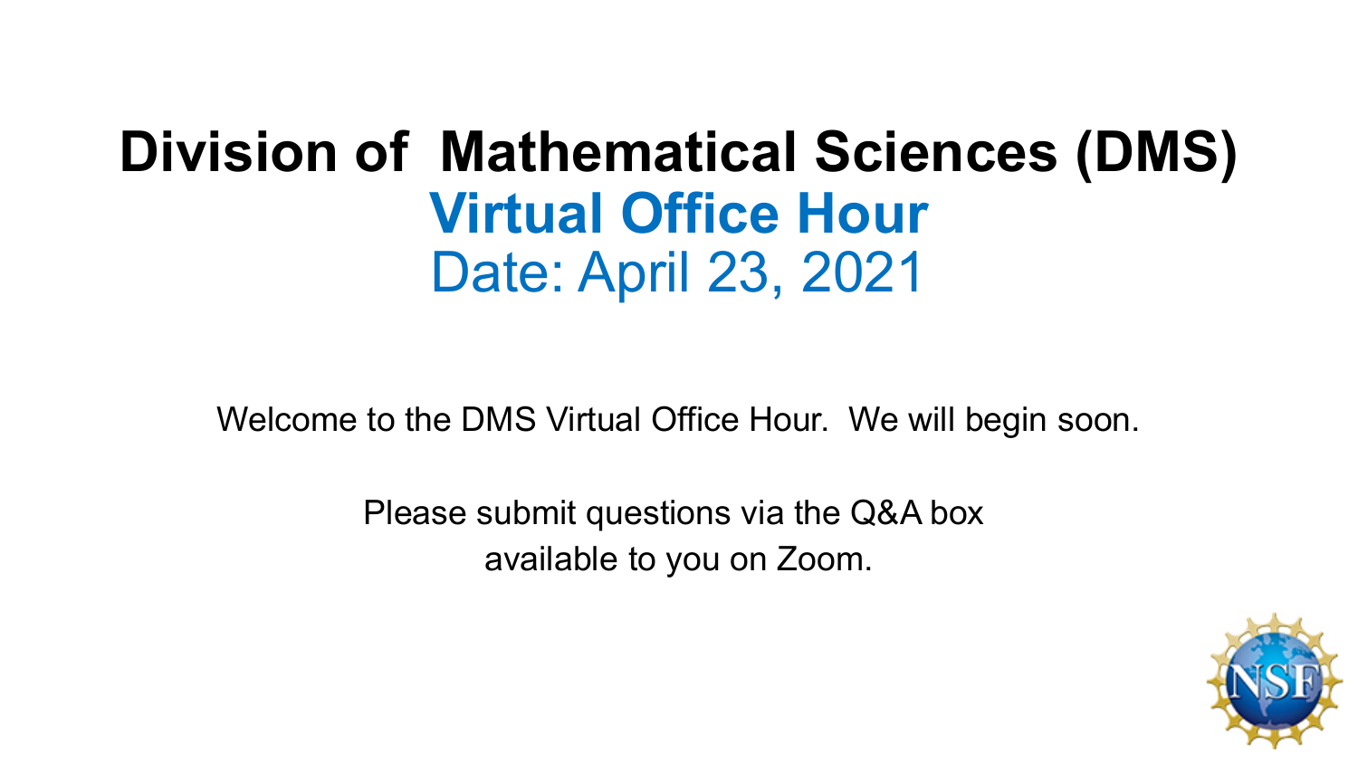# Division of Mathematical Sciences (DMS)

## Virtual Office Hour

### Date: April 23, 2021

Welcome to the DMS Virtual Office Hour. We will begin soon.

Please submit questions via the Q&A box available to you on Zoom.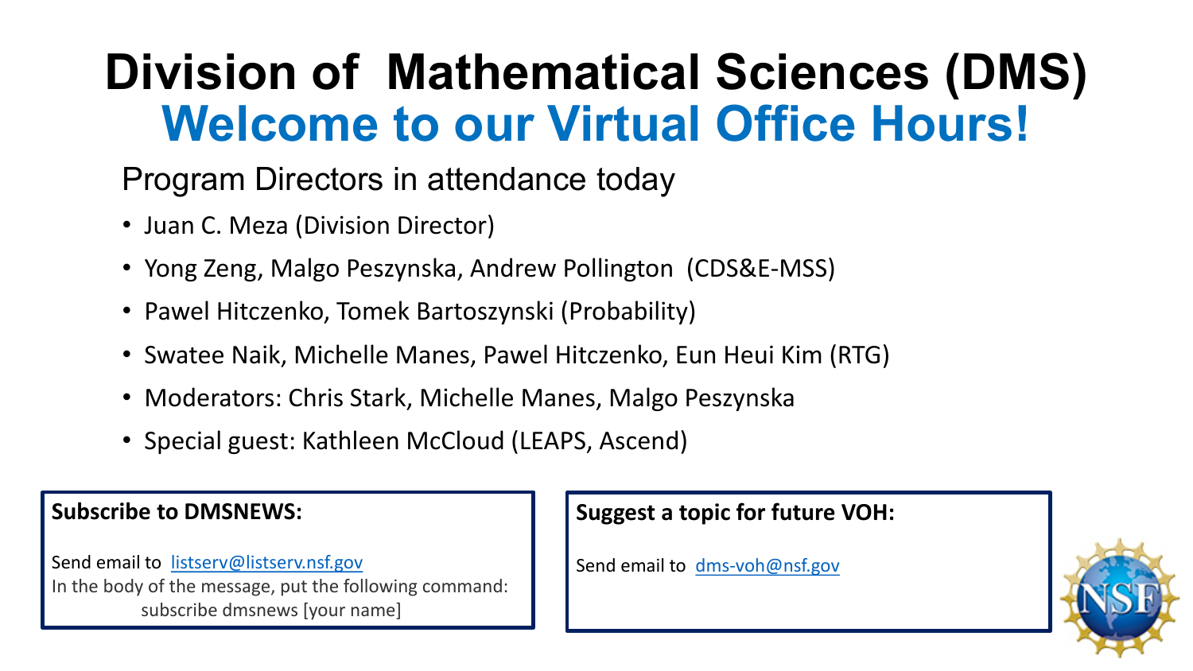# Division of Mathematical Sciences (DMS)

## Welcome to our Virtual Office Hours!

Program Directors in attendance today

- Juan C. Meza (Division Director)
- Yong Zeng, Malgo Peszynska, Andrew Pollington (CDS&E-MSS)
- Pawel Hitczenko, Tomek Bartoszynski (Probability)
- Swatee Naik, Michelle Manes, Pawel Hitczenko, Eun Heui Kim (RTG)
- Moderators: Chris Stark, Michelle Manes, Malgo Peszynska
- Special guest: Kathleen McCloud (LEAPS, Ascend)

**Subscribe to DMSNEWS:**

Send email to listserv@listserv.nsf.gov
In the body of the message, put the following command:
subscribe dmsnews [your name]

**Suggest a topic for future VOH:**

Send email to dms-voh@nsf.gov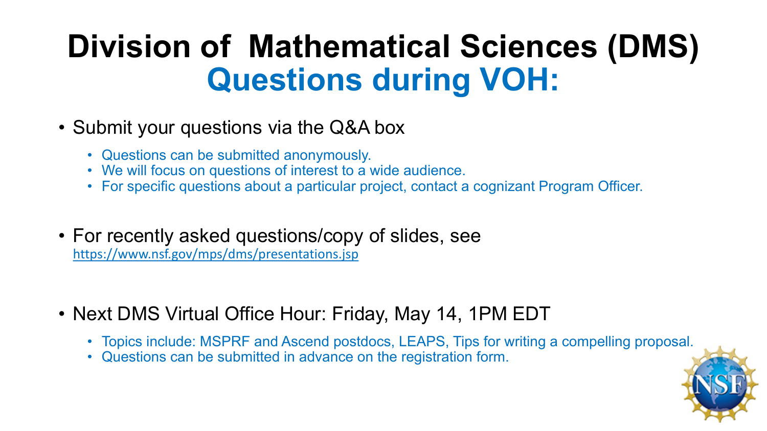# Division of Mathematical Sciences (DMS)

## Questions during VOH:

- Submit your questions via the Q&A box
  - Questions can be submitted anonymously.
  - We will focus on questions of interest to a wide audience.
  - For specific questions about a particular project, contact a cognizant Program Officer.

- For recently asked questions/copy of slides, see https://www.nsf.gov/mps/dms/presentations.jsp

- Next DMS Virtual Office Hour: Friday, May 14, 1PM EDT
  - Topics include: MSPRF and Ascend postdocs, LEAPS, Tips for writing a compelling proposal.
  - Questions can be submitted in advance on the registration form.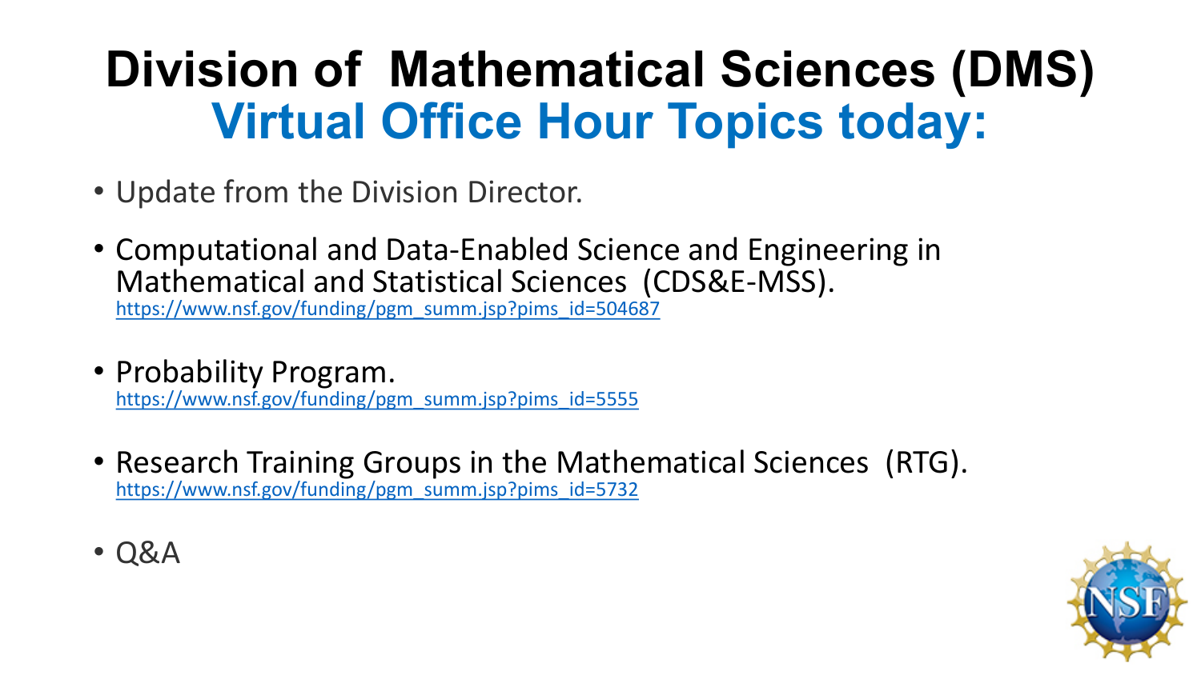# Division of Mathematical Sciences (DMS)
## Virtual Office Hour Topics today:

- Update from the Division Director.
- Computational and Data-Enabled Science and Engineering in Mathematical and Statistical Sciences (CDS&E-MSS).
  https://www.nsf.gov/funding/pgm_summ.jsp?pims_id=504687
- Probability Program.
  https://www.nsf.gov/funding/pgm_summ.jsp?pims_id=5555
- Research Training Groups in the Mathematical Sciences (RTG).
  https://www.nsf.gov/funding/pgm_summ.jsp?pims_id=5732
- Q&A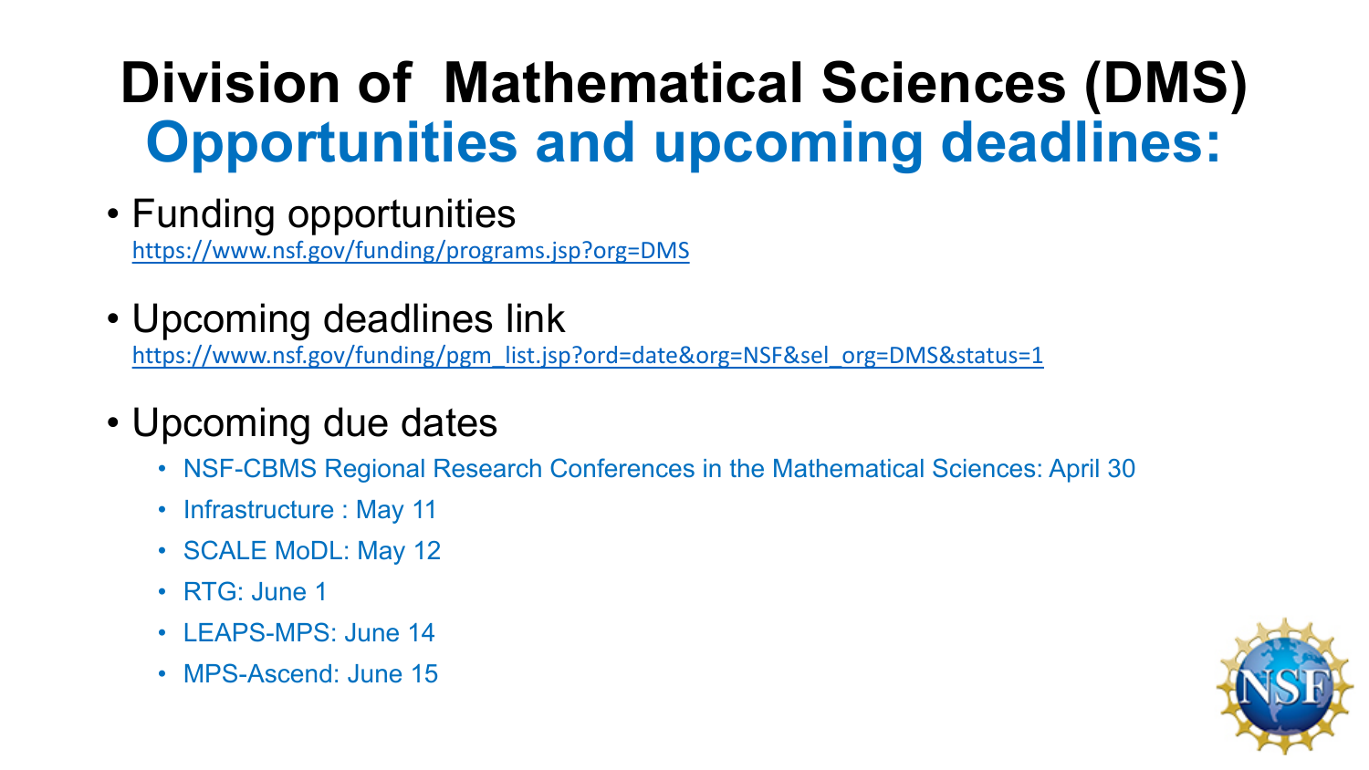# Division of Mathematical Sciences (DMS)

## Opportunities and upcoming deadlines:

- Funding opportunities
  https://www.nsf.gov/funding/programs.jsp?org=DMS
- Upcoming deadlines link
  https://www.nsf.gov/funding/pgm_list.jsp?ord=date&org=NSF&sel_org=DMS&status=1
- Upcoming due dates
  - NSF-CBMS Regional Research Conferences in the Mathematical Sciences: April 30
  - Infrastructure : May 11
  - SCALE MoDL: May 12
  - RTG: June 1
  - LEAPS-MPS: June 14
  - MPS-Ascend: June 15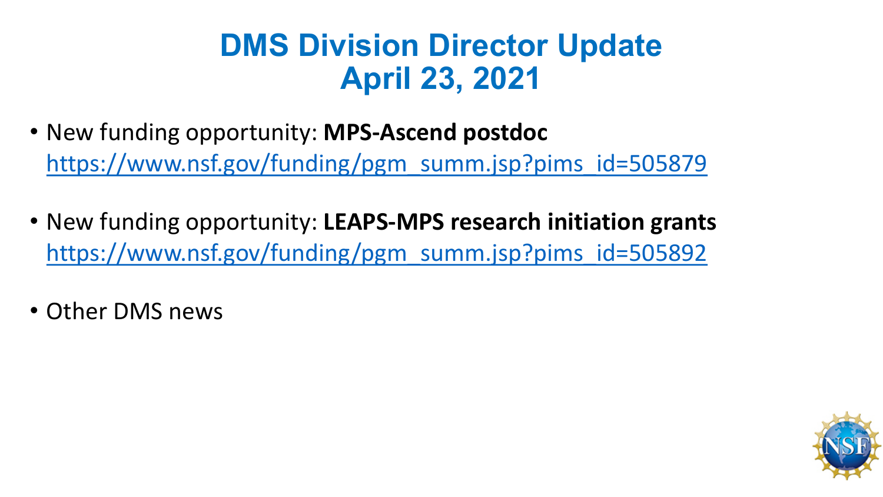# DMS Division Director Update
# April 23, 2021

- New funding opportunity: **MPS-Ascend postdoc** https://www.nsf.gov/funding/pgm_summ.jsp?pims_id=505879

- New funding opportunity: **LEAPS-MPS research initiation grants** https://www.nsf.gov/funding/pgm_summ.jsp?pims_id=505892

- Other DMS news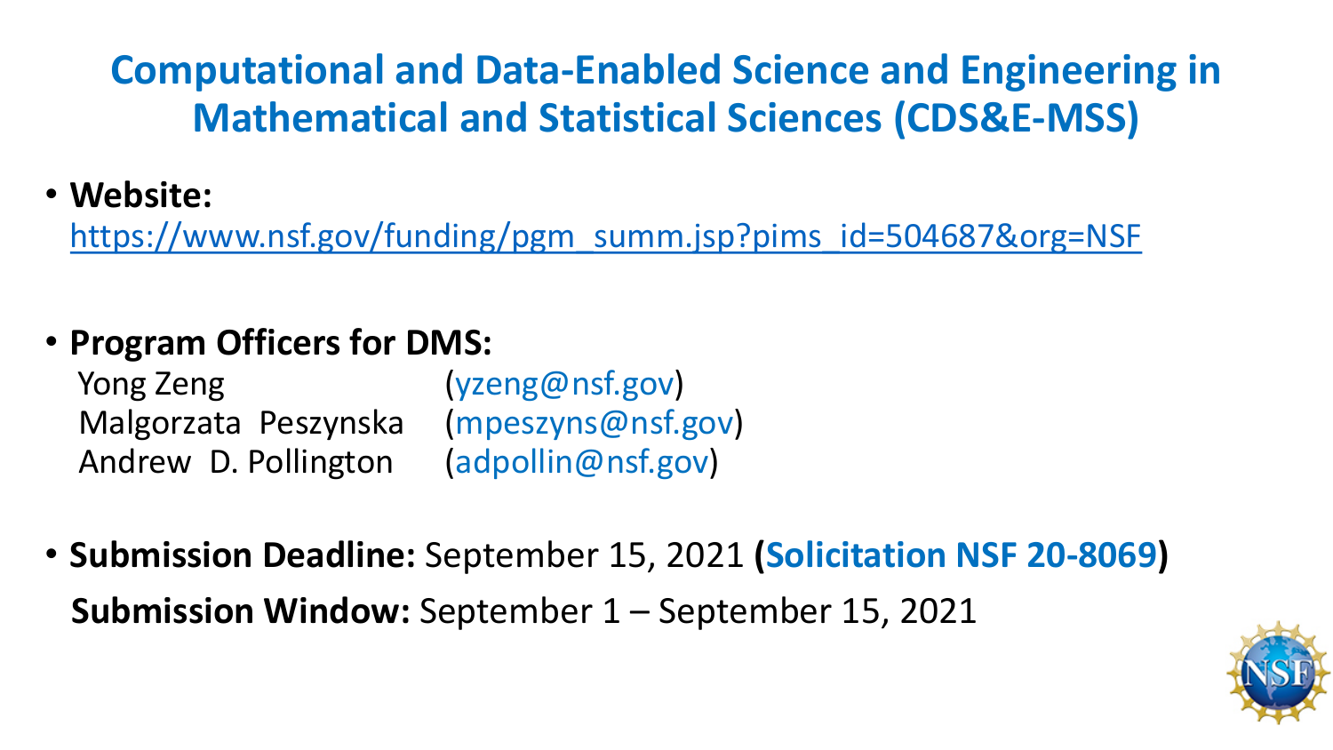# Computational and Data-Enabled Science and Engineering in Mathematical and Statistical Sciences (CDS&E-MSS)

- **Website:** https://www.nsf.gov/funding/pgm_summ.jsp?pims_id=504687&org=NSF

- **Program Officers for DMS:**
  Yong Zeng (yzeng@nsf.gov)
  Malgorzata Peszynska (mpeszyns@nsf.gov)
  Andrew D. Pollington (adpollin@nsf.gov)

- **Submission Deadline:** September 15, 2021 (**Solicitation NSF 20-8069**)
  **Submission Window:** September 1 – September 15, 2021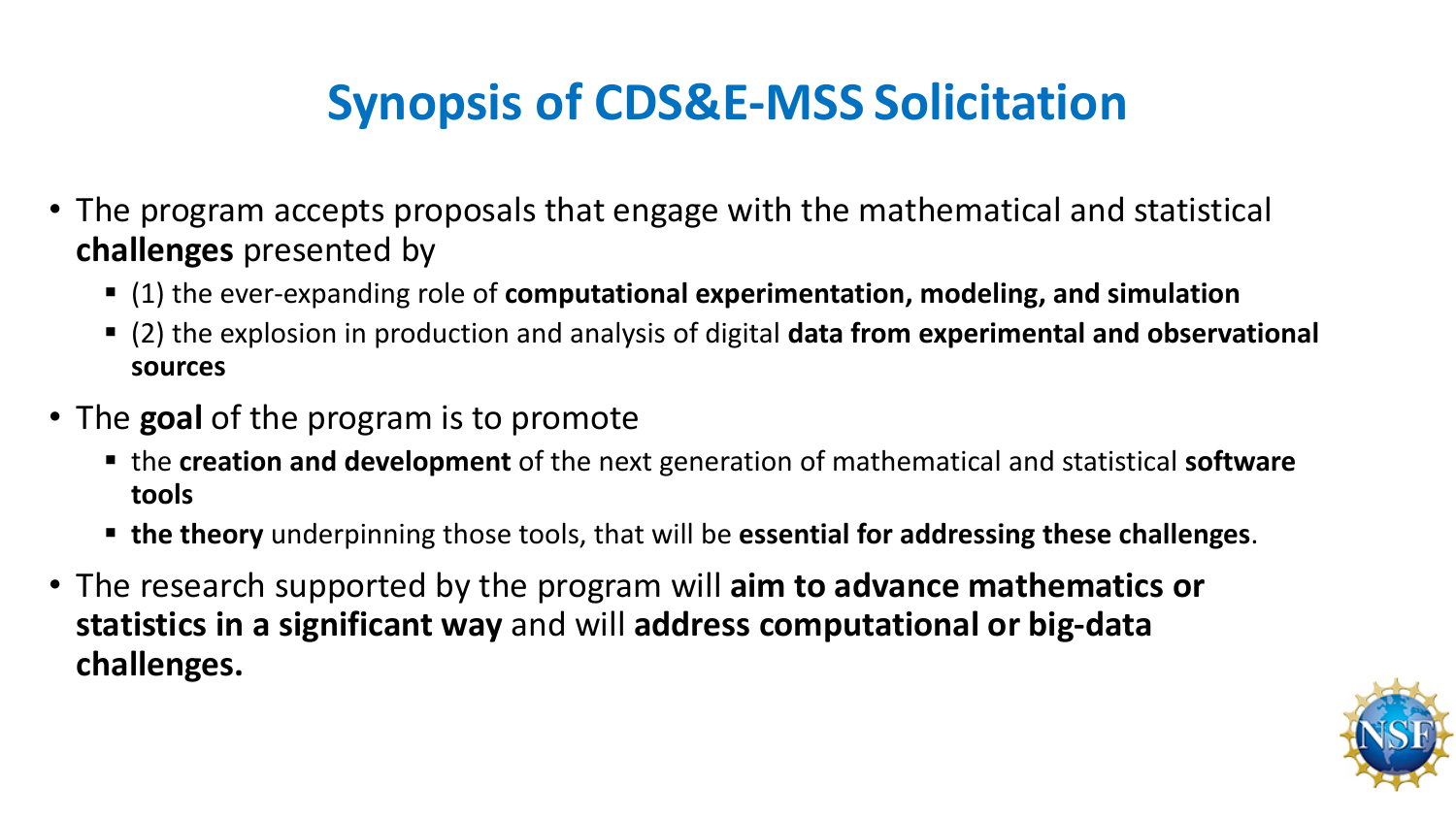# Synopsis of CDS&E-MSS Solicitation

- The program accepts proposals that engage with the mathematical and statistical **challenges** presented by
  - (1) the ever-expanding role of **computational experimentation, modeling, and simulation**
  - (2) the explosion in production and analysis of digital **data from experimental and observational sources**
- The **goal** of the program is to promote
  - the **creation and development** of the next generation of mathematical and statistical **software tools**
  - **the theory** underpinning those tools, that will be **essential for addressing these challenges**.
- The research supported by the program will **aim to advance mathematics or statistics in a significant way** and will **address computational or big-data challenges.**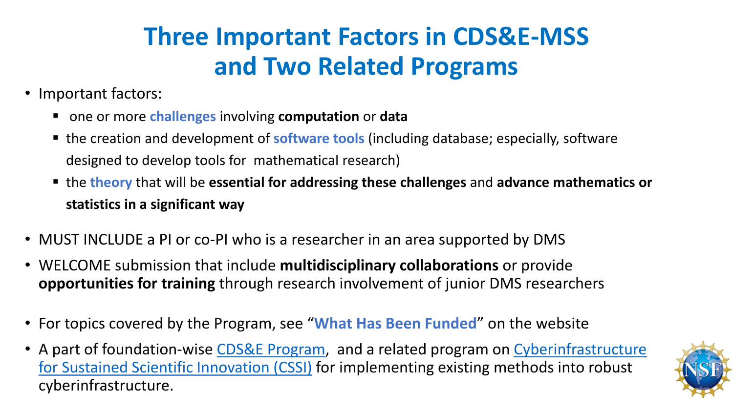# Three Important Factors in CDS&E-MSS and Two Related Programs

- Important factors:
  - one or more **challenges** involving **computation** or **data**
  - the creation and development of **software tools** (including database; especially, software designed to develop tools for mathematical research)
  - the **theory** that will be **essential for addressing these challenges** and **advance mathematics or statistics in a significant way**

- MUST INCLUDE a PI or co-PI who is a researcher in an area supported by DMS
- WELCOME submission that include **multidisciplinary collaborations** or provide **opportunities for training** through research involvement of junior DMS researchers

- For topics covered by the Program, see "**What Has Been Funded**" on the website
- A part of foundation-wise CDS&E Program, and a related program on Cyberinfrastructure for Sustained Scientific Innovation (CSSI) for implementing existing methods into robust cyberinfrastructure.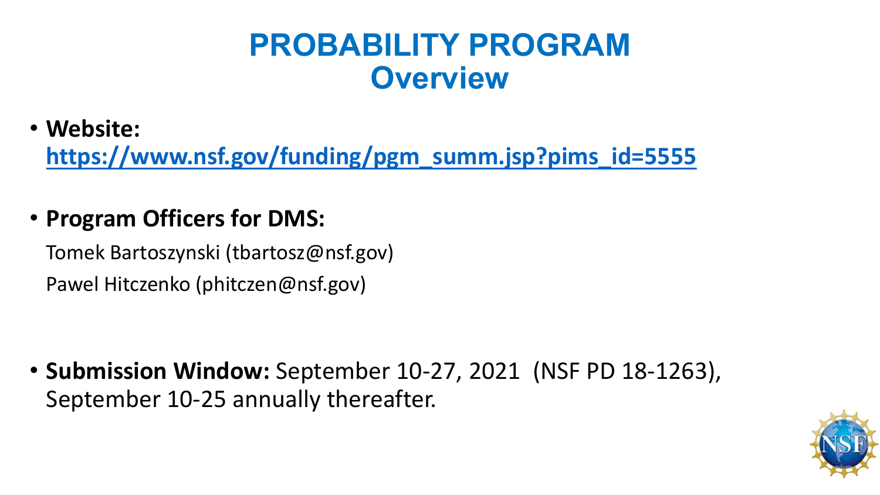# PROBABILITY PROGRAM
## Overview

- **Website:** [https://www.nsf.gov/funding/pgm_summ.jsp?pims_id=5555](https://www.nsf.gov/funding/pgm_summ.jsp?pims_id=5555)

- **Program Officers for DMS:**

  Tomek Bartoszynski (tbartosz@nsf.gov)

  Pawel Hitczenko (phitczen@nsf.gov)

- **Submission Window:** September 10-27, 2021 (NSF PD 18-1263), September 10-25 annually thereafter.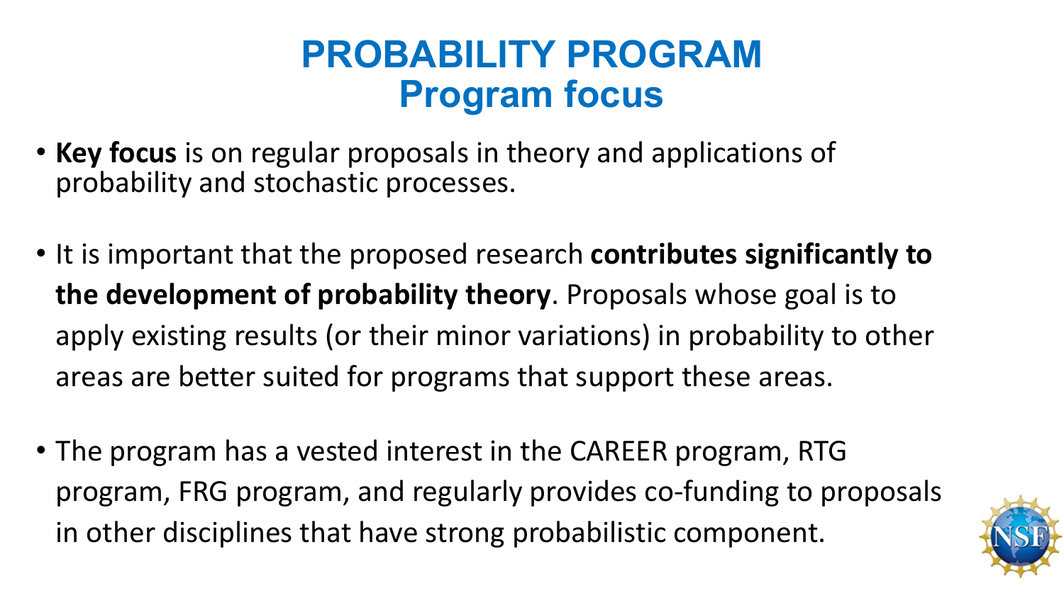# PROBABILITY PROGRAM
## Program focus

- **Key focus** is on regular proposals in theory and applications of probability and stochastic processes.

- It is important that the proposed research **contributes significantly to the development of probability theory**. Proposals whose goal is to apply existing results (or their minor variations) in probability to other areas are better suited for programs that support these areas.

- The program has a vested interest in the CAREER program, RTG program, FRG program, and regularly provides co-funding to proposals in other disciplines that have strong probabilistic component.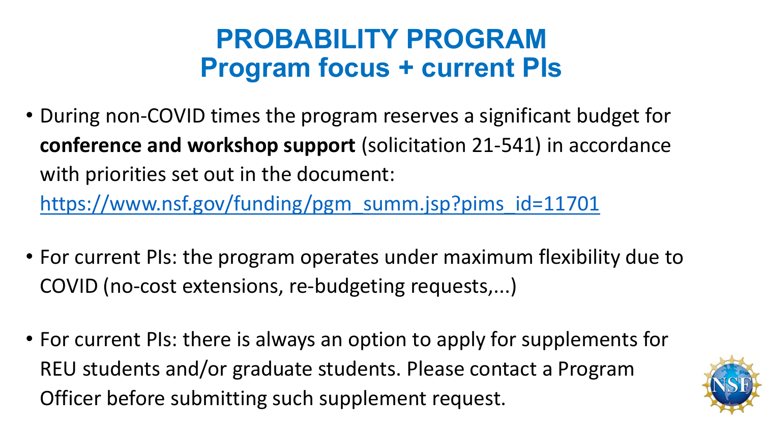# PROBABILITY PROGRAM
## Program focus + current PIs

- During non-COVID times the program reserves a significant budget for **conference and workshop support** (solicitation 21-541) in accordance with priorities set out in the document: https://www.nsf.gov/funding/pgm_summ.jsp?pims_id=11701

- For current PIs: the program operates under maximum flexibility due to COVID (no-cost extensions, re-budgeting requests,...)

- For current PIs: there is always an option to apply for supplements for REU students and/or graduate students. Please contact a Program Officer before submitting such supplement request.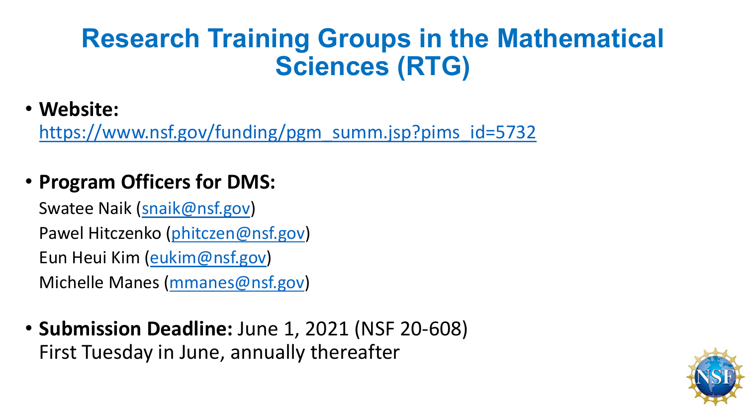# Research Training Groups in the Mathematical Sciences (RTG)

- **Website:**
  https://www.nsf.gov/funding/pgm_summ.jsp?pims_id=5732

- **Program Officers for DMS:**
  Swatee Naik (snaik@nsf.gov)
  Pawel Hitczenko (phitczen@nsf.gov)
  Eun Heui Kim (eukim@nsf.gov)
  Michelle Manes (mmanes@nsf.gov)

- **Submission Deadline:** June 1, 2021 (NSF 20-608)
  First Tuesday in June, annually thereafter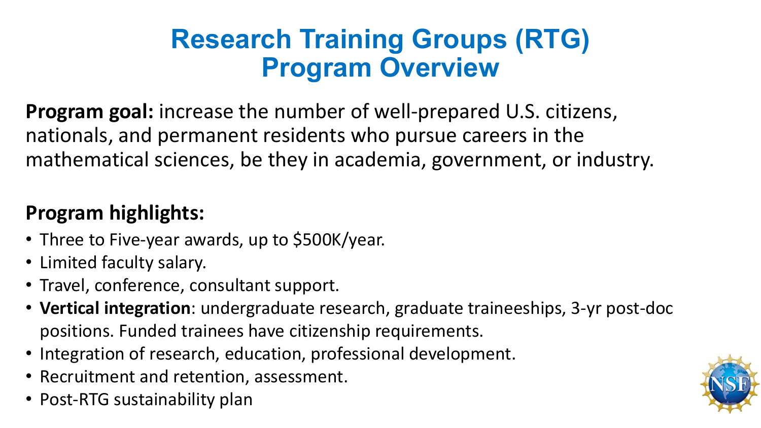# Research Training Groups (RTG) Program Overview

**Program goal:** increase the number of well-prepared U.S. citizens, nationals, and permanent residents who pursue careers in the mathematical sciences, be they in academia, government, or industry.

**Program highlights:**

- Three to Five-year awards, up to $500K/year.
- Limited faculty salary.
- Travel, conference, consultant support.
- **Vertical integration**: undergraduate research, graduate traineeships, 3-yr post-doc positions. Funded trainees have citizenship requirements.
- Integration of research, education, professional development.
- Recruitment and retention, assessment.
- Post-RTG sustainability plan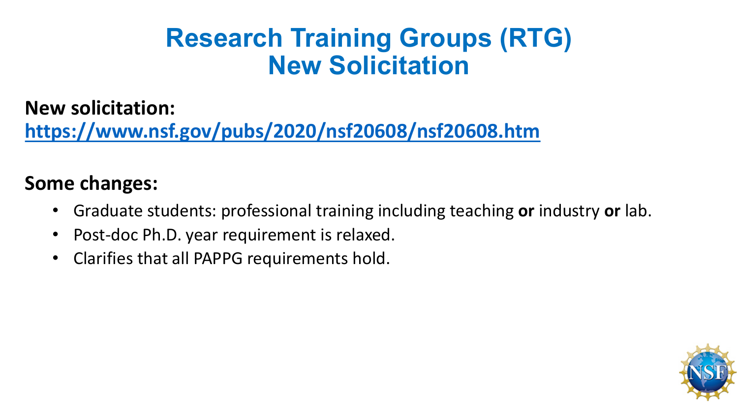# Research Training Groups (RTG) New Solicitation

**New solicitation:**
**[https://www.nsf.gov/pubs/2020/nsf20608/nsf20608.htm](https://www.nsf.gov/pubs/2020/nsf20608/nsf20608.htm)**

**Some changes:**

- Graduate students: professional training including teaching **or** industry **or** lab.
- Post-doc Ph.D. year requirement is relaxed.
- Clarifies that all PAPPG requirements hold.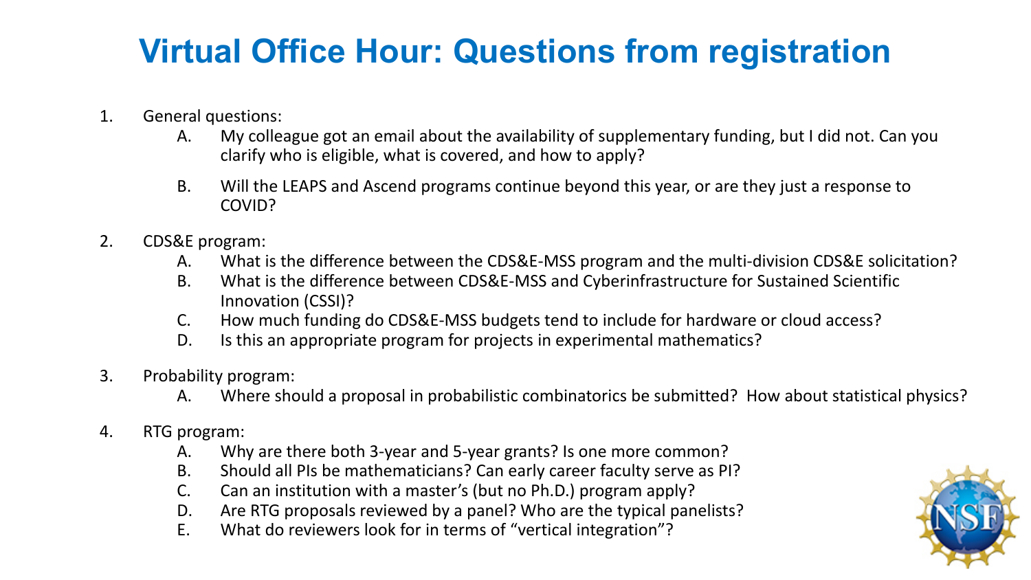# Virtual Office Hour: Questions from registration

1. General questions:
   - A. My colleague got an email about the availability of supplementary funding, but I did not. Can you clarify who is eligible, what is covered, and how to apply?
   - B. Will the LEAPS and Ascend programs continue beyond this year, or are they just a response to COVID?
2. CDS&E program:
   - A. What is the difference between the CDS&E-MSS program and the multi-division CDS&E solicitation?
   - B. What is the difference between CDS&E-MSS and Cyberinfrastructure for Sustained Scientific Innovation (CSSI)?
   - C. How much funding do CDS&E-MSS budgets tend to include for hardware or cloud access?
   - D. Is this an appropriate program for projects in experimental mathematics?
3. Probability program:
   - A. Where should a proposal in probabilistic combinatorics be submitted? How about statistical physics?
4. RTG program:
   - A. Why are there both 3-year and 5-year grants? Is one more common?
   - B. Should all PIs be mathematicians? Can early career faculty serve as PI?
   - C. Can an institution with a master's (but no Ph.D.) program apply?
   - D. Are RTG proposals reviewed by a panel? Who are the typical panelists?
   - E. What do reviewers look for in terms of "vertical integration"?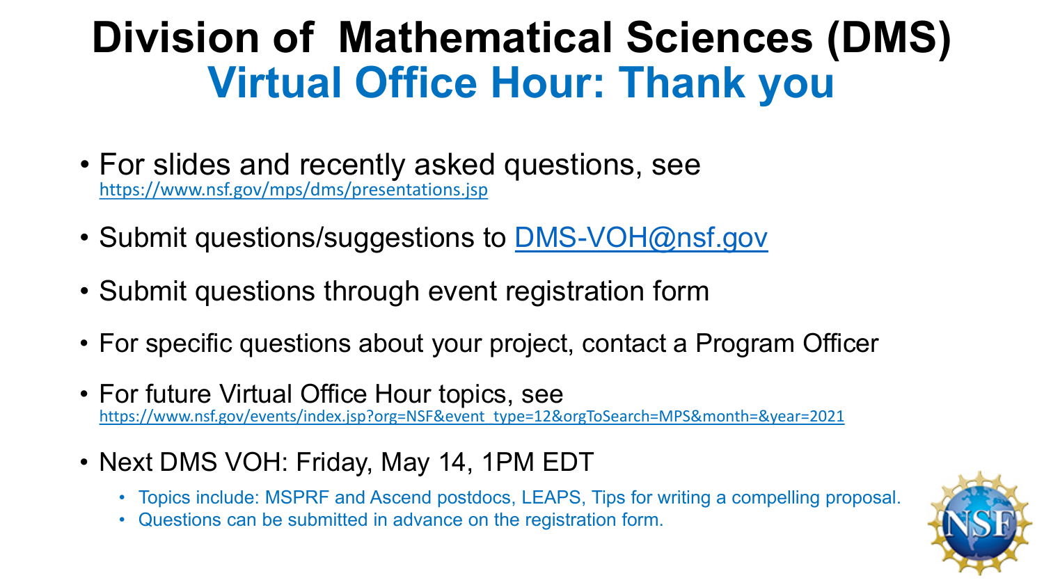# Division of Mathematical Sciences (DMS)
## Virtual Office Hour: Thank you

- For slides and recently asked questions, see https://www.nsf.gov/mps/dms/presentations.jsp
- Submit questions/suggestions to DMS-VOH@nsf.gov
- Submit questions through event registration form
- For specific questions about your project, contact a Program Officer
- For future Virtual Office Hour topics, see https://www.nsf.gov/events/index.jsp?org=NSF&event_type=12&orgToSearch=MPS&month=&year=2021
- Next DMS VOH: Friday, May 14, 1PM EDT
  - Topics include: MSPRF and Ascend postdocs, LEAPS, Tips for writing a compelling proposal.
  - Questions can be submitted in advance on the registration form.